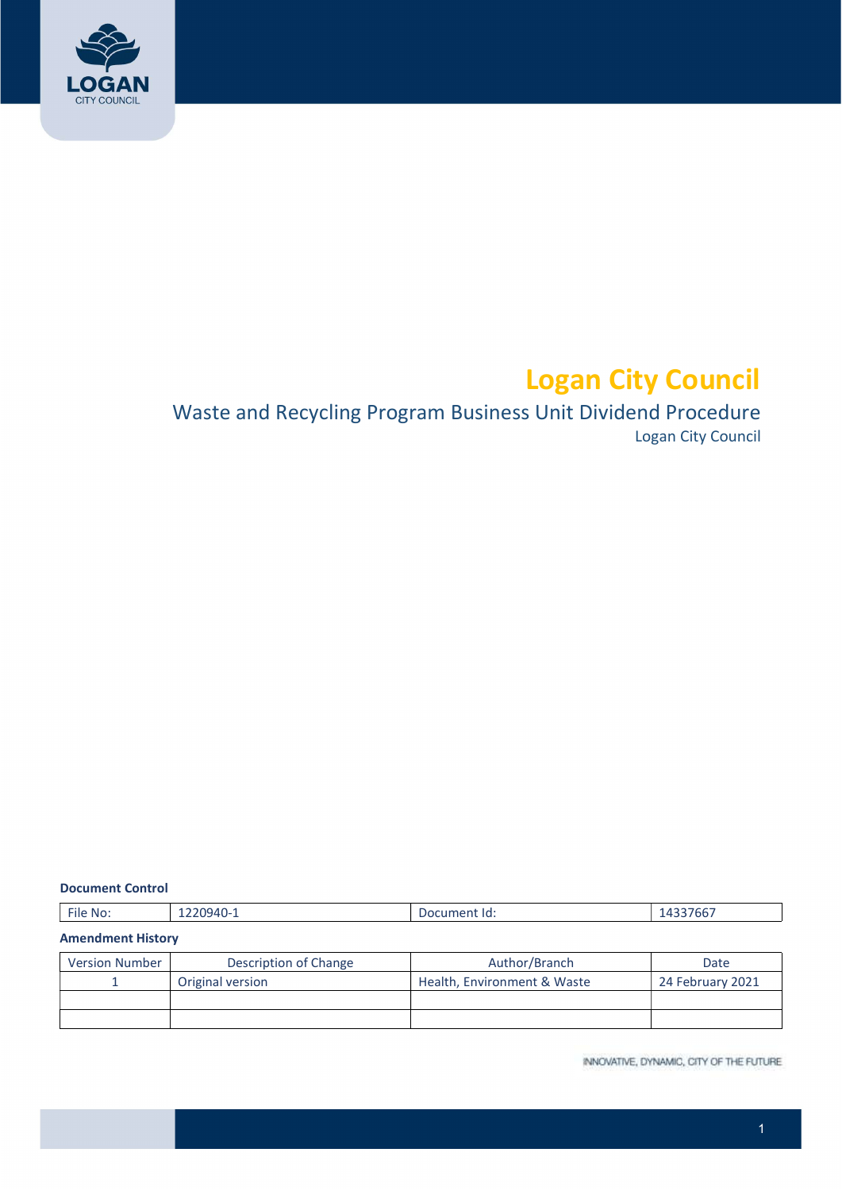# Logan City Council

## Waste and Recycling Program Business Unit Dividend Procedure

Logan City Council

**Document Control**

| File No: | 1220940-1 | Document Id: | 14337667 |
|---|---|---|---|

**Amendment History**

| Version Number | Description of Change | Author/Branch | Date |
|---|---|---|---|
| 1 | Original version | Health, Environment & Waste | 24 February 2021 |
| | | | |
| | | | |

INNOVATIVE, DYNAMIC, CITY OF THE FUTURE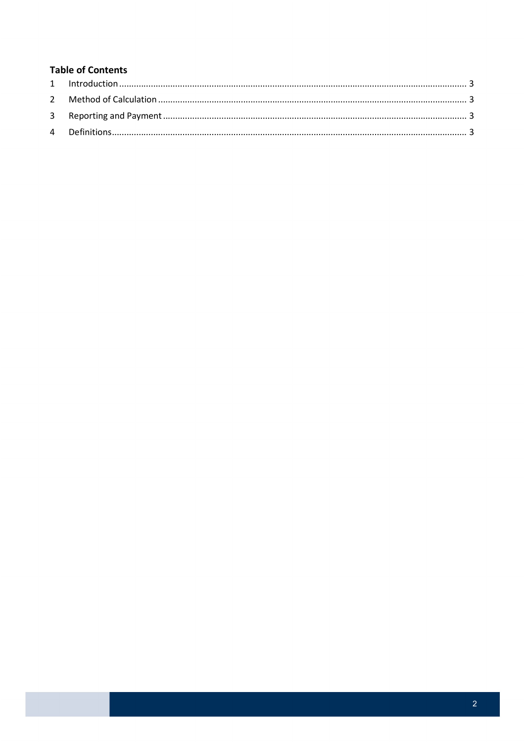**Table of Contents**

1 Introduction ........................................................................ 3

2 Method of Calculation ........................................................... 3

3 Reporting and Payment .......................................................... 3

4 Definitions ........................................................................... 3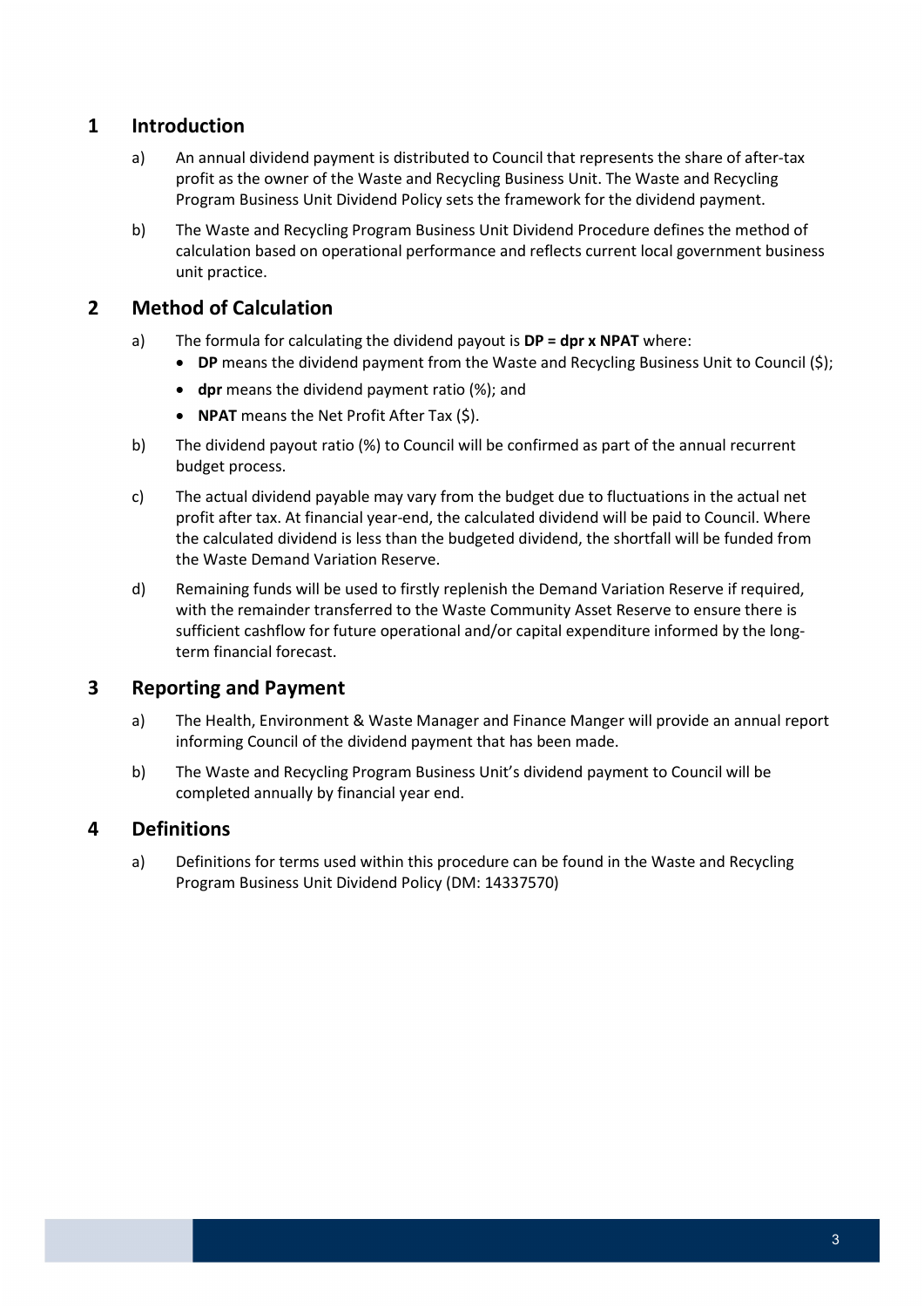## 1 Introduction

a) An annual dividend payment is distributed to Council that represents the share of after-tax profit as the owner of the Waste and Recycling Business Unit. The Waste and Recycling Program Business Unit Dividend Policy sets the framework for the dividend payment.

b) The Waste and Recycling Program Business Unit Dividend Procedure defines the method of calculation based on operational performance and reflects current local government business unit practice.

## 2 Method of Calculation

a) The formula for calculating the dividend payout is **DP = dpr x NPAT** where:
- **DP** means the dividend payment from the Waste and Recycling Business Unit to Council ($);
- **dpr** means the dividend payment ratio (%); and
- **NPAT** means the Net Profit After Tax ($).

b) The dividend payout ratio (%) to Council will be confirmed as part of the annual recurrent budget process.

c) The actual dividend payable may vary from the budget due to fluctuations in the actual net profit after tax. At financial year-end, the calculated dividend will be paid to Council. Where the calculated dividend is less than the budgeted dividend, the shortfall will be funded from the Waste Demand Variation Reserve.

d) Remaining funds will be used to firstly replenish the Demand Variation Reserve if required, with the remainder transferred to the Waste Community Asset Reserve to ensure there is sufficient cashflow for future operational and/or capital expenditure informed by the long-term financial forecast.

## 3 Reporting and Payment

a) The Health, Environment & Waste Manager and Finance Manger will provide an annual report informing Council of the dividend payment that has been made.

b) The Waste and Recycling Program Business Unit's dividend payment to Council will be completed annually by financial year end.

## 4 Definitions

a) Definitions for terms used within this procedure can be found in the Waste and Recycling Program Business Unit Dividend Policy (DM: 14337570)